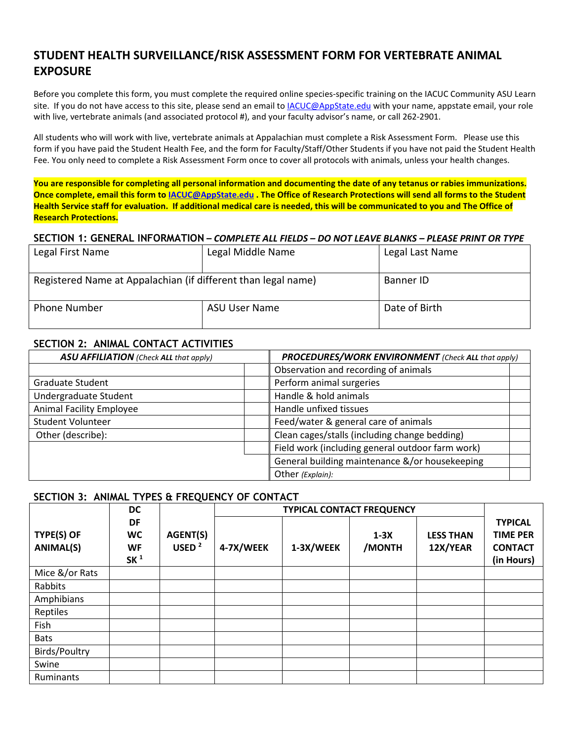## STUDENT HEALTH SURVEILLANCE/RISK ASSESSMENT FORM FOR VERTEBRATE ANIMAL EXPOSURE

Before you complete this form, you must complete the required online species-specific training on the IACUC Community ASU Learn site. If you do not have access to this site, please send an email to IACUC@AppState.edu with your name, appstate email, your role with live, vertebrate animals (and associated protocol #), and your faculty advisor's name, or call 262-2901.

All students who will work with live, vertebrate animals at Appalachian must complete a Risk Assessment Form. Please use this form if you have paid the Student Health Fee, and the form for Faculty/Staff/Other Students if you have not paid the Student Health Fee. You only need to complete a Risk Assessment Form once to cover all protocols with animals, unless your health changes.

**You are responsible for completing all personal information and documenting the date of any tetanus or rabies immunizations. Once complete, email this form to IACUC@AppState.edu . The Office of Research Protections will send all forms to the Student Health Service staff for evaluation. If additional medical care is needed, this will be communicated to you and The Office of Research Protections.**

### SECTION 1: GENERAL INFORMATION – *COMPLETE ALL FIELDS – DO NOT LEAVE BLANKS – PLEASE PRINT OR TYPE*

| Legal First Name | Legal Middle Name | Legal Last Name |
|---|---|---|
| Registered Name at Appalachian (if different than legal name) | | Banner ID |
| Phone Number | ASU User Name | Date of Birth |

### SECTION 2: ANIMAL CONTACT ACTIVITIES

| *ASU AFFILIATION* *(Check **ALL** that apply)* | | *PROCEDURES/WORK ENVIRONMENT* *(Check **ALL** that apply)* | |
|---|---|---|---|
| | | Observation and recording of animals | |
| Graduate Student | | Perform animal surgeries | |
| Undergraduate Student | | Handle & hold animals | |
| Animal Facility Employee | | Handle unfixed tissues | |
| Student Volunteer | | Feed/water & general care of animals | |
| Other (describe): | | Clean cages/stalls (including change bedding) | |
| | | Field work (including general outdoor farm work) | |
| | | General building maintenance &/or housekeeping | |
| | | Other *(Explain):* | |

### SECTION 3: ANIMAL TYPES & FREQUENCY OF CONTACT

| TYPE(S) OF ANIMAL(S) | DC DF WC WF SK [1] | AGENT(S) USED [2] | TYPICAL CONTACT FREQUENCY | | | | TYPICAL TIME PER CONTACT (in Hours) |
|---|---|---|---|---|---|---|---|
| | | | 4-7X/WEEK | 1-3X/WEEK | 1-3X /MONTH | LESS THAN 12X/YEAR | |
| Mice &/or Rats | | | | | | | |
| Rabbits | | | | | | | |
| Amphibians | | | | | | | |
| Reptiles | | | | | | | |
| Fish | | | | | | | |
| Bats | | | | | | | |
| Birds/Poultry | | | | | | | |
| Swine | | | | | | | |
| Ruminants | | | | | | | |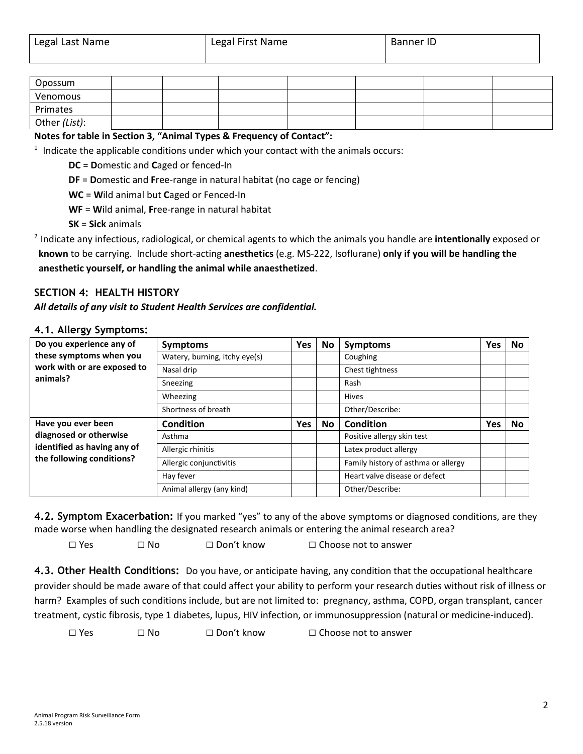| Legal Last Name | Legal First Name | Banner ID |
|---|---|---|
| | | |

| | | | | | | | |
|---|---|---|---|---|---|---|---|
| Opossum | | | | | | | |
| Venomous | | | | | | | |
| Primates | | | | | | | |
| Other *(List)*: | | | | | | | |

**Notes for table in Section 3, "Animal Types & Frequency of Contact":**

[1] Indicate the applicable conditions under which your contact with the animals occurs:

- **DC** = **D**omestic and **C**aged or fenced-In
- **DF** = **D**omestic and **F**ree-range in natural habitat (no cage or fencing)
- **WC** = **W**ild animal but **C**aged or Fenced-In
- **WF** = **W**ild animal, **F**ree-range in natural habitat
- **SK** = **Sick** animals

[2] Indicate any infectious, radiological, or chemical agents to which the animals you handle are **intentionally** exposed or **known** to be carrying. Include short-acting **anesthetics** (e.g. MS-222, Isoflurane) **only if you will be handling the anesthetic yourself, or handling the animal while anaesthetized**.

## SECTION 4: HEALTH HISTORY

***All details of any visit to Student Health Services are confidential.***

### 4.1. Allergy Symptoms:

| | Symptoms | Yes | No | Symptoms | Yes | No |
|---|---|---|---|---|---|---|
| **Do you experience any of these symptoms when you work with or are exposed to animals?** | Watery, burning, itchy eye(s) | | | Coughing | | |
| | Nasal drip | | | Chest tightness | | |
| | Sneezing | | | Rash | | |
| | Wheezing | | | Hives | | |
| | Shortness of breath | | | Other/Describe: | | |
| **Have you ever been diagnosed or otherwise identified as having any of the following conditions?** | **Condition** | **Yes** | **No** | **Condition** | **Yes** | **No** |
| | Asthma | | | Positive allergy skin test | | |
| | Allergic rhinitis | | | Latex product allergy | | |
| | Allergic conjunctivitis | | | Family history of asthma or allergy | | |
| | Hay fever | | | Heart valve disease or defect | | |
| | Animal allergy (any kind) | | | Other/Describe: | | |

**4.2. Symptom Exacerbation:** If you marked "yes" to any of the above symptoms or diagnosed conditions, are they made worse when handling the designated research animals or entering the animal research area?

☐ Yes ☐ No ☐ Don't know ☐ Choose not to answer

**4.3. Other Health Conditions:** Do you have, or anticipate having, any condition that the occupational healthcare provider should be made aware of that could affect your ability to perform your research duties without risk of illness or harm? Examples of such conditions include, but are not limited to: pregnancy, asthma, COPD, organ transplant, cancer treatment, cystic fibrosis, type 1 diabetes, lupus, HIV infection, or immunosuppression (natural or medicine-induced).

☐ Yes ☐ No ☐ Don't know ☐ Choose not to answer

Animal Program Risk Surveillance Form
2.5.18 version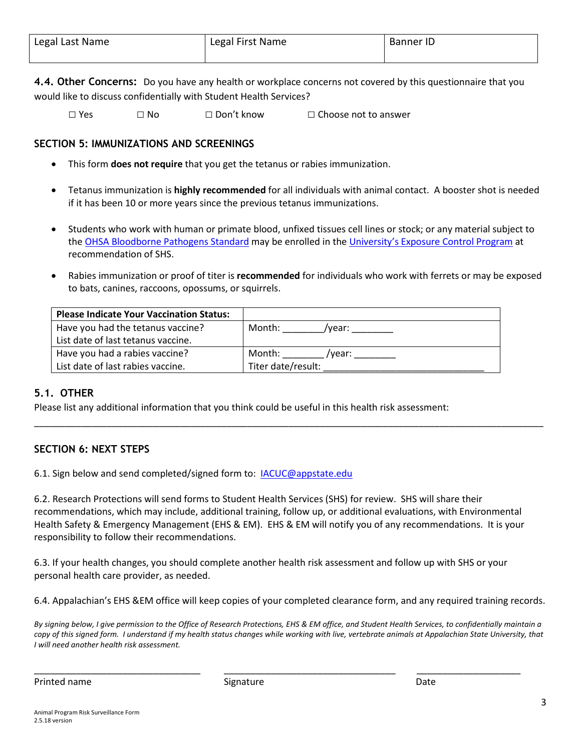| Legal Last Name | Legal First Name | Banner ID |
|---|---|---|
| | | |

**4.4. Other Concerns:** Do you have any health or workplace concerns not covered by this questionnaire that you would like to discuss confidentially with Student Health Services?

☐ Yes ☐ No ☐ Don't know ☐ Choose not to answer

## SECTION 5: IMMUNIZATIONS AND SCREENINGS

- This form **does not require** that you get the tetanus or rabies immunization.
- Tetanus immunization is **highly recommended** for all individuals with animal contact. A booster shot is needed if it has been 10 or more years since the previous tetanus immunizations.
- Students who work with human or primate blood, unfixed tissues cell lines or stock; or any material subject to the OHSA Bloodborne Pathogens Standard may be enrolled in the University's Exposure Control Program at recommendation of SHS.
- Rabies immunization or proof of titer is **recommended** for individuals who work with ferrets or may be exposed to bats, canines, raccoons, opossums, or squirrels.

| **Please Indicate Your Vaccination Status:** | |
|---|---|
| Have you had the tetanus vaccine? List date of last tetanus vaccine. | Month: ________/year: ________ |
| Have you had a rabies vaccine? List date of last rabies vaccine. | Month: ________ /year: ________ Titer date/result: ______________________________ |

### 5.1. OTHER

Please list any additional information that you think could be useful in this health risk assessment:

______________________________________________________________________________________________

## SECTION 6: NEXT STEPS

6.1. Sign below and send completed/signed form to: IACUC@appstate.edu

6.2. Research Protections will send forms to Student Health Services (SHS) for review. SHS will share their recommendations, which may include, additional training, follow up, or additional evaluations, with Environmental Health Safety & Emergency Management (EHS & EM). EHS & EM will notify you of any recommendations. It is your responsibility to follow their recommendations.

6.3. If your health changes, you should complete another health risk assessment and follow up with SHS or your personal health care provider, as needed.

6.4. Appalachian's EHS &EM office will keep copies of your completed clearance form, and any required training records.

*By signing below, I give permission to the Office of Research Protections, EHS & EM office, and Student Health Services, to confidentially maintain a copy of this signed form. I understand if my health status changes while working with live, vertebrate animals at Appalachian State University, that I will need another health risk assessment.*

_________________________________ ___________________________________ ____________________

Printed name Signature Date

Animal Program Risk Surveillance Form
2.5.18 version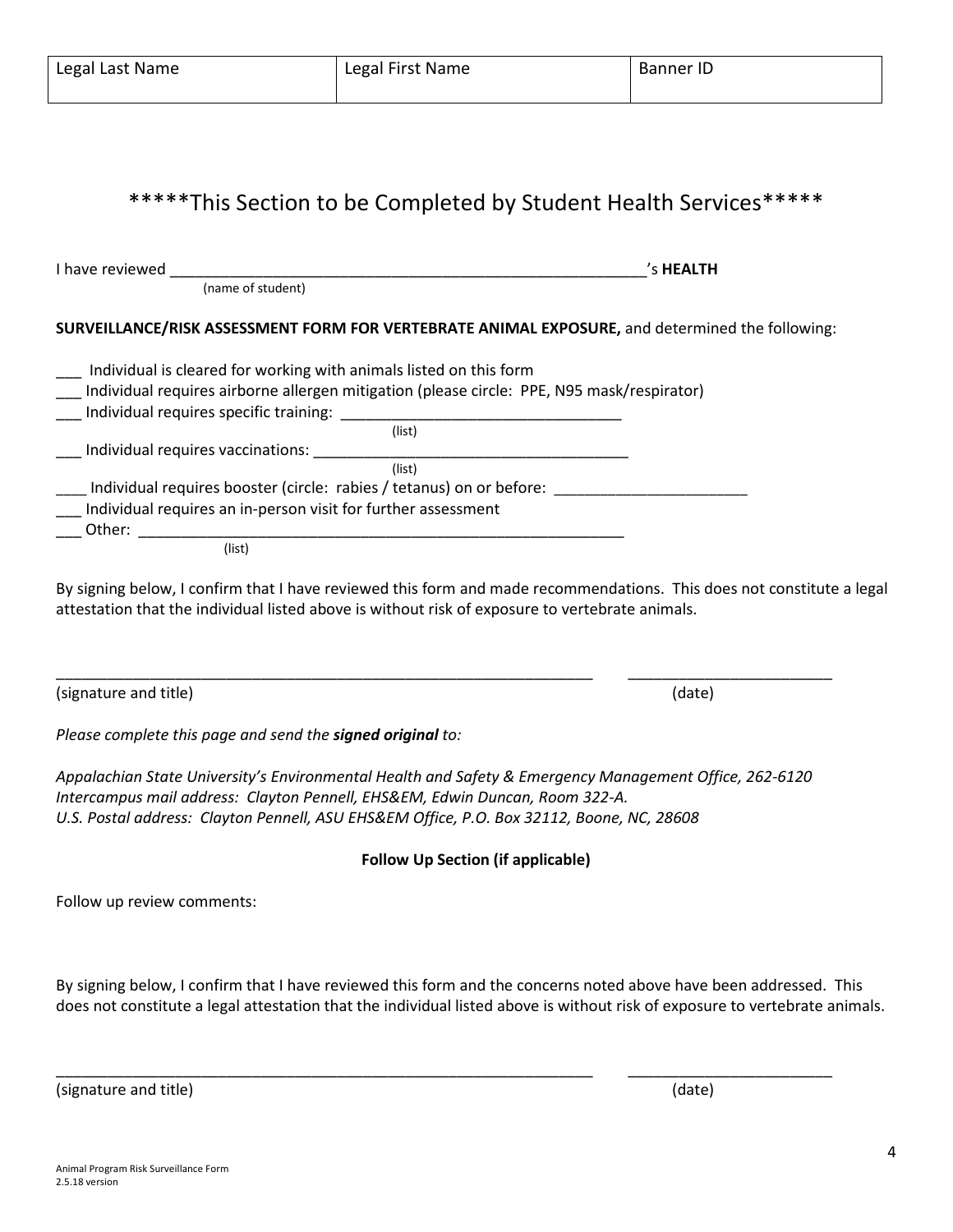| Legal Last Name | Legal First Name | Banner ID |
| --- | --- | --- |
| | | |

## *****This Section to be Completed by Student Health Services*****

I have reviewed ____________________________________________________________’s **HEALTH**
(name of student)

**SURVEILLANCE/RISK ASSESSMENT FORM FOR VERTEBRATE ANIMAL EXPOSURE,** and determined the following:

___ Individual is cleared for working with animals listed on this form
___ Individual requires airborne allergen mitigation (please circle: PPE, N95 mask/respirator)
___ Individual requires specific training: __________________________________
(list)
___ Individual requires vaccinations: ______________________________________
(list)
____ Individual requires booster (circle: rabies / tetanus) on or before: _______________________
___ Individual requires an in-person visit for further assessment
___ Other: _____________________________________________________________
(list)

By signing below, I confirm that I have reviewed this form and made recommendations. This does not constitute a legal attestation that the individual listed above is without risk of exposure to vertebrate animals.

___________________________________________________________________ ________________________
(signature and title) (date)

*Please complete this page and send the **signed original** to:*

*Appalachian State University’s Environmental Health and Safety & Emergency Management Office, 262-6120*
*Intercampus mail address: Clayton Pennell, EHS&EM, Edwin Duncan, Room 322-A.*
*U.S. Postal address: Clayton Pennell, ASU EHS&EM Office, P.O. Box 32112, Boone, NC, 28608*

**Follow Up Section (if applicable)**

Follow up review comments:

By signing below, I confirm that I have reviewed this form and the concerns noted above have been addressed. This does not constitute a legal attestation that the individual listed above is without risk of exposure to vertebrate animals.

___________________________________________________________________ ________________________
(signature and title) (date)

Animal Program Risk Surveillance Form
2.5.18 version